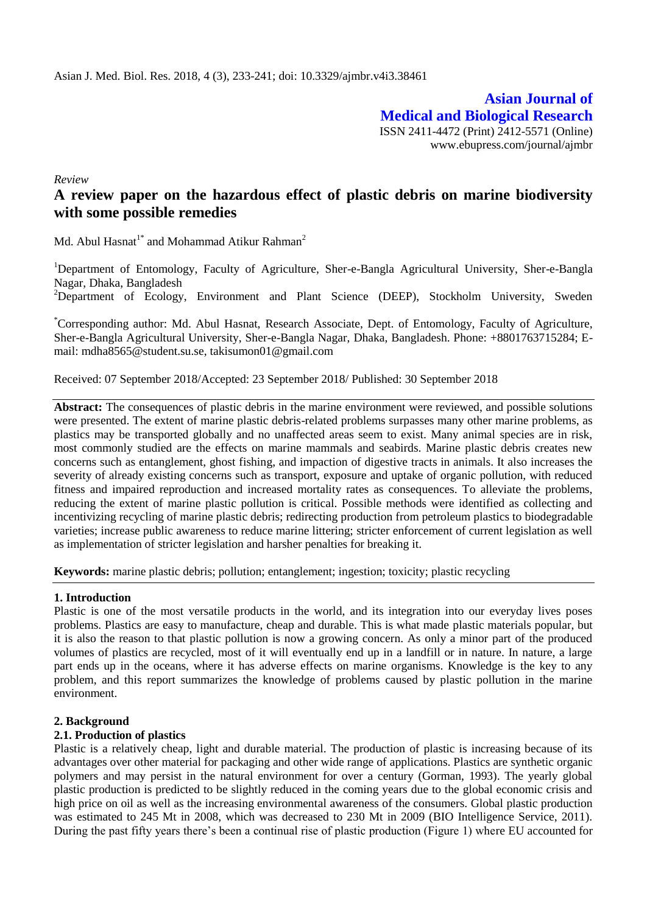Asian J. Med. Biol. Res. 2018, 4 (3), 233-241; doi: 10.3329/ajmbr.v4i3.38461

**Asian Journal of Medical and Biological Research**
ISSN 2411-4472 (Print) 2412-5571 (Online)
www.ebupress.com/journal/ajmbr

*Review*

# A review paper on the hazardous effect of plastic debris on marine biodiversity with some possible remedies

Md. Abul Hasnat[1*] and Mohammad Atikur Rahman[2]

[1]Department of Entomology, Faculty of Agriculture, Sher-e-Bangla Agricultural University, Sher-e-Bangla Nagar, Dhaka, Bangladesh
[2]Department of Ecology, Environment and Plant Science (DEEP), Stockholm University, Sweden

[*]Corresponding author: Md. Abul Hasnat, Research Associate, Dept. of Entomology, Faculty of Agriculture, Sher-e-Bangla Agricultural University, Sher-e-Bangla Nagar, Dhaka, Bangladesh. Phone: +8801763715284; E-mail: mdha8565@student.su.se, takisumon01@gmail.com

Received: 07 September 2018/Accepted: 23 September 2018/ Published: 30 September 2018

**Abstract:** The consequences of plastic debris in the marine environment were reviewed, and possible solutions were presented. The extent of marine plastic debris-related problems surpasses many other marine problems, as plastics may be transported globally and no unaffected areas seem to exist. Many animal species are in risk, most commonly studied are the effects on marine mammals and seabirds. Marine plastic debris creates new concerns such as entanglement, ghost fishing, and impaction of digestive tracts in animals. It also increases the severity of already existing concerns such as transport, exposure and uptake of organic pollution, with reduced fitness and impaired reproduction and increased mortality rates as consequences. To alleviate the problems, reducing the extent of marine plastic pollution is critical. Possible methods were identified as collecting and incentivizing recycling of marine plastic debris; redirecting production from petroleum plastics to biodegradable varieties; increase public awareness to reduce marine littering; stricter enforcement of current legislation as well as implementation of stricter legislation and harsher penalties for breaking it.

**Keywords:** marine plastic debris; pollution; entanglement; ingestion; toxicity; plastic recycling

## 1. Introduction

Plastic is one of the most versatile products in the world, and its integration into our everyday lives poses problems. Plastics are easy to manufacture, cheap and durable. This is what made plastic materials popular, but it is also the reason to that plastic pollution is now a growing concern. As only a minor part of the produced volumes of plastics are recycled, most of it will eventually end up in a landfill or in nature. In nature, a large part ends up in the oceans, where it has adverse effects on marine organisms. Knowledge is the key to any problem, and this report summarizes the knowledge of problems caused by plastic pollution in the marine environment.

## 2. Background

### 2.1. Production of plastics

Plastic is a relatively cheap, light and durable material. The production of plastic is increasing because of its advantages over other material for packaging and other wide range of applications. Plastics are synthetic organic polymers and may persist in the natural environment for over a century (Gorman, 1993). The yearly global plastic production is predicted to be slightly reduced in the coming years due to the global economic crisis and high price on oil as well as the increasing environmental awareness of the consumers. Global plastic production was estimated to 245 Mt in 2008, which was decreased to 230 Mt in 2009 (BIO Intelligence Service, 2011). During the past fifty years there's been a continual rise of plastic production (Figure 1) where EU accounted for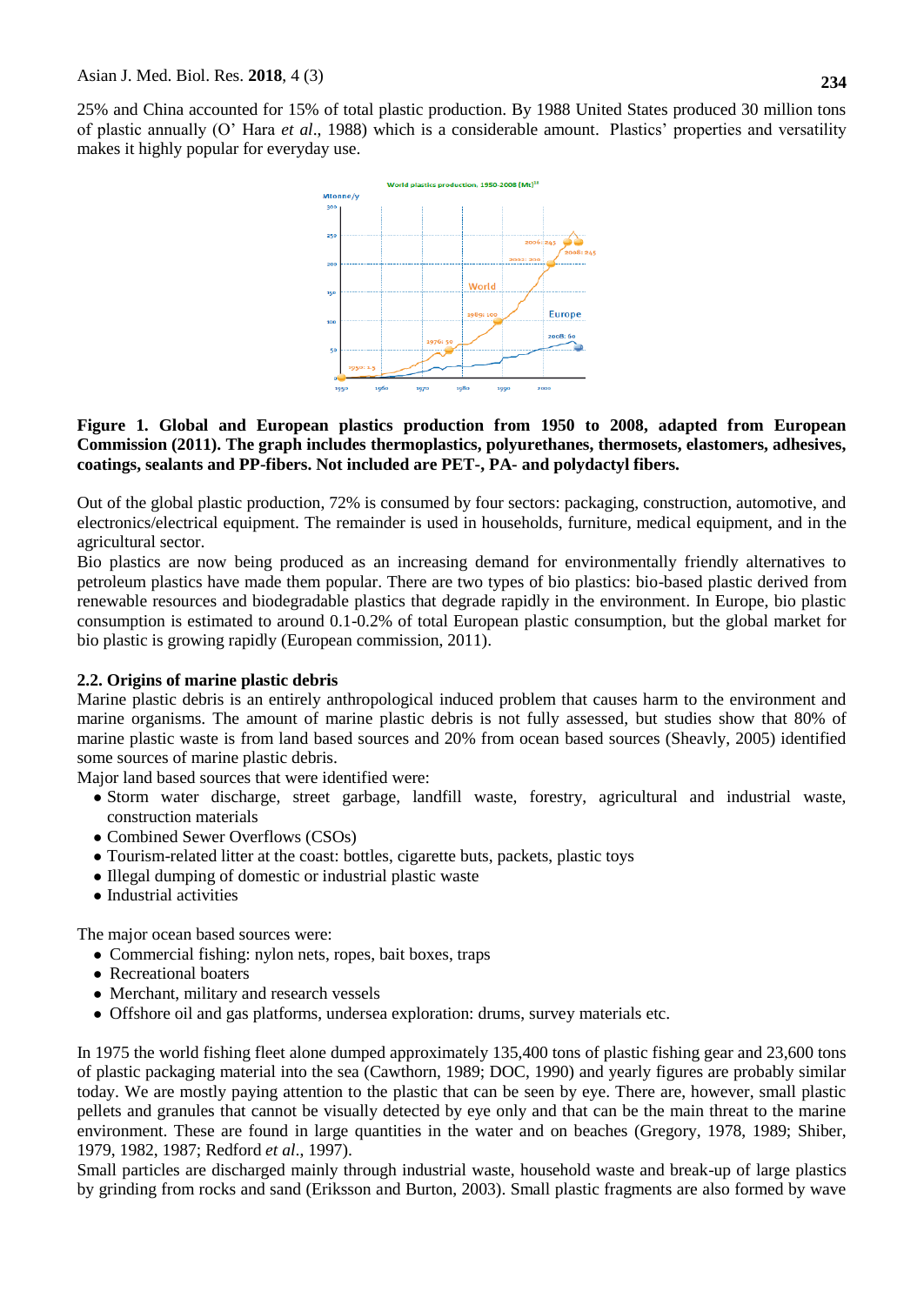25% and China accounted for 15% of total plastic production. By 1988 United States produced 30 million tons of plastic annually (O' Hara *et al*., 1988) which is a considerable amount. Plastics' properties and versatility makes it highly popular for everyday use.

**Figure 1. Global and European plastics production from 1950 to 2008, adapted from European Commission (2011). The graph includes thermoplastics, polyurethanes, thermosets, elastomers, adhesives, coatings, sealants and PP-fibers. Not included are PET-, PA- and polydactyl fibers.**

Out of the global plastic production, 72% is consumed by four sectors: packaging, construction, automotive, and electronics/electrical equipment. The remainder is used in households, furniture, medical equipment, and in the agricultural sector.

Bio plastics are now being produced as an increasing demand for environmentally friendly alternatives to petroleum plastics have made them popular. There are two types of bio plastics: bio-based plastic derived from renewable resources and biodegradable plastics that degrade rapidly in the environment. In Europe, bio plastic consumption is estimated to around 0.1-0.2% of total European plastic consumption, but the global market for bio plastic is growing rapidly (European commission, 2011).

### 2.2. Origins of marine plastic debris

Marine plastic debris is an entirely anthropological induced problem that causes harm to the environment and marine organisms. The amount of marine plastic debris is not fully assessed, but studies show that 80% of marine plastic waste is from land based sources and 20% from ocean based sources (Sheavly, 2005) identified some sources of marine plastic debris.

Major land based sources that were identified were:

- Storm water discharge, street garbage, landfill waste, forestry, agricultural and industrial waste, construction materials
- Combined Sewer Overflows (CSOs)
- Tourism-related litter at the coast: bottles, cigarette buts, packets, plastic toys
- Illegal dumping of domestic or industrial plastic waste
- Industrial activities

The major ocean based sources were:

- Commercial fishing: nylon nets, ropes, bait boxes, traps
- Recreational boaters
- Merchant, military and research vessels
- Offshore oil and gas platforms, undersea exploration: drums, survey materials etc.

In 1975 the world fishing fleet alone dumped approximately 135,400 tons of plastic fishing gear and 23,600 tons of plastic packaging material into the sea (Cawthorn, 1989; DOC, 1990) and yearly figures are probably similar today. We are mostly paying attention to the plastic that can be seen by eye. There are, however, small plastic pellets and granules that cannot be visually detected by eye only and that can be the main threat to the marine environment. These are found in large quantities in the water and on beaches (Gregory, 1978, 1989; Shiber, 1979, 1982, 1987; Redford *et al*., 1997).

Small particles are discharged mainly through industrial waste, household waste and break-up of large plastics by grinding from rocks and sand (Eriksson and Burton, 2003). Small plastic fragments are also formed by wave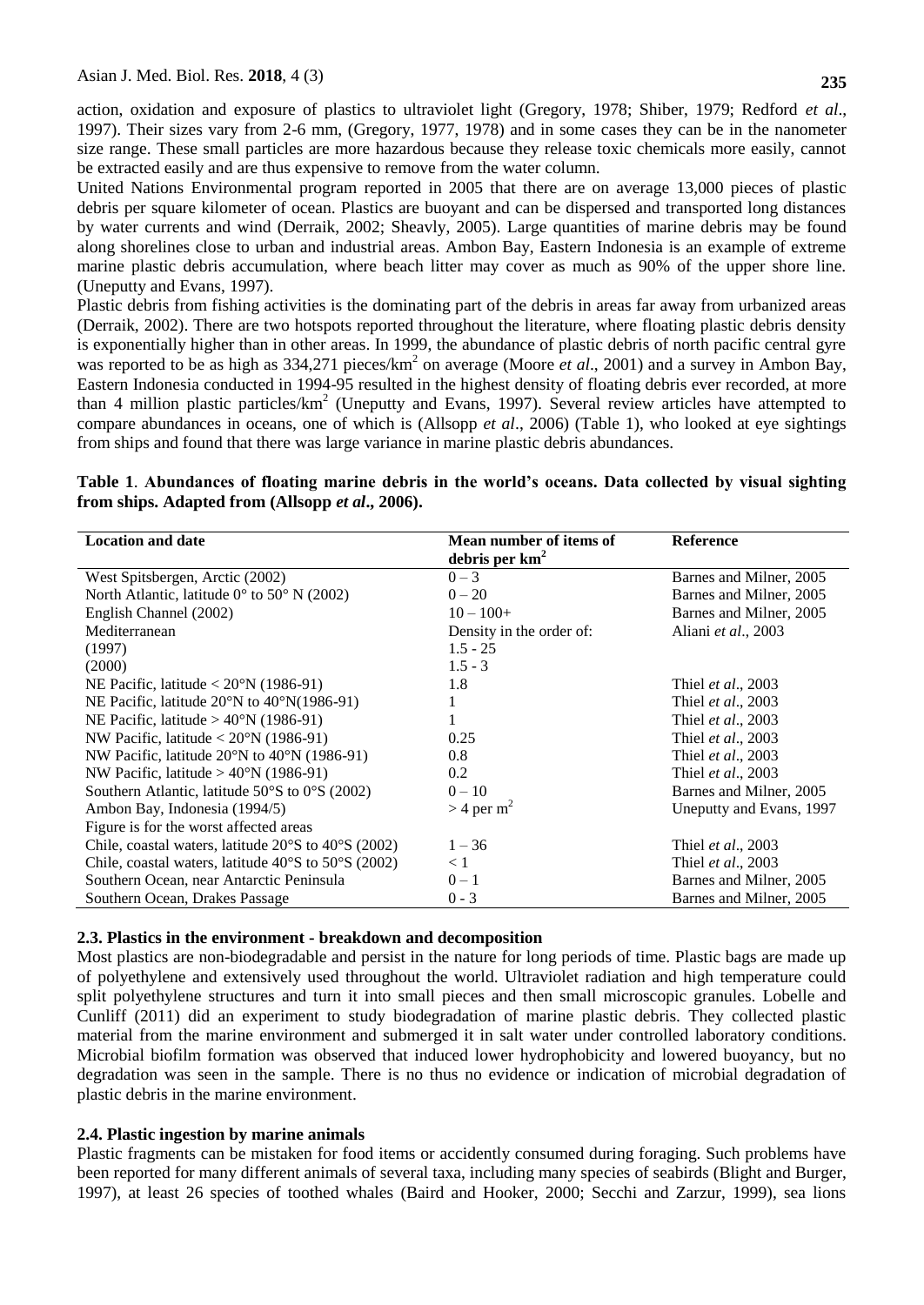action, oxidation and exposure of plastics to ultraviolet light (Gregory, 1978; Shiber, 1979; Redford *et al*., 1997). Their sizes vary from 2-6 mm, (Gregory, 1977, 1978) and in some cases they can be in the nanometer size range. These small particles are more hazardous because they release toxic chemicals more easily, cannot be extracted easily and are thus expensive to remove from the water column.

United Nations Environmental program reported in 2005 that there are on average 13,000 pieces of plastic debris per square kilometer of ocean. Plastics are buoyant and can be dispersed and transported long distances by water currents and wind (Derraik, 2002; Sheavly, 2005). Large quantities of marine debris may be found along shorelines close to urban and industrial areas. Ambon Bay, Eastern Indonesia is an example of extreme marine plastic debris accumulation, where beach litter may cover as much as 90% of the upper shore line. (Uneputty and Evans, 1997).

Plastic debris from fishing activities is the dominating part of the debris in areas far away from urbanized areas (Derraik, 2002). There are two hotspots reported throughout the literature, where floating plastic debris density is exponentially higher than in other areas. In 1999, the abundance of plastic debris of north pacific central gyre was reported to be as high as 334,271 pieces/km$^2$ on average (Moore *et al*., 2001) and a survey in Ambon Bay, Eastern Indonesia conducted in 1994-95 resulted in the highest density of floating debris ever recorded, at more than 4 million plastic particles/km$^2$ (Uneputty and Evans, 1997). Several review articles have attempted to compare abundances in oceans, one of which is (Allsopp *et al*., 2006) (Table 1), who looked at eye sightings from ships and found that there was large variance in marine plastic debris abundances.

**Table 1**. **Abundances of floating marine debris in the world's oceans. Data collected by visual sighting from ships. Adapted from (Allsopp *et al*., 2006).**

| Location and date | Mean number of items of debris per km$^2$ | Reference |
|---|---|---|
| West Spitsbergen, Arctic (2002) | 0 – 3 | Barnes and Milner, 2005 |
| North Atlantic, latitude 0° to 50° N (2002) | 0 – 20 | Barnes and Milner, 2005 |
| English Channel (2002) | 10 – 100+ | Barnes and Milner, 2005 |
| Mediterranean | Density in the order of: | Aliani *et al*., 2003 |
| (1997) | 1.5 - 25 | |
| (2000) | 1.5 - 3 | |
| NE Pacific, latitude < 20°N (1986-91) | 1.8 | Thiel *et al*., 2003 |
| NE Pacific, latitude 20°N to 40°N(1986-91) | 1 | Thiel *et al*., 2003 |
| NE Pacific, latitude > 40°N (1986-91) | 1 | Thiel *et al*., 2003 |
| NW Pacific, latitude < 20°N (1986-91) | 0.25 | Thiel *et al*., 2003 |
| NW Pacific, latitude 20°N to 40°N (1986-91) | 0.8 | Thiel *et al*., 2003 |
| NW Pacific, latitude > 40°N (1986-91) | 0.2 | Thiel *et al*., 2003 |
| Southern Atlantic, latitude 50°S to 0°S (2002) | 0 – 10 | Barnes and Milner, 2005 |
| Ambon Bay, Indonesia (1994/5) | > 4 per m$^2$ | Uneputty and Evans, 1997 |
| Figure is for the worst affected areas | | |
| Chile, coastal waters, latitude 20°S to 40°S (2002) | 1 – 36 | Thiel *et al*., 2003 |
| Chile, coastal waters, latitude 40°S to 50°S (2002) | < 1 | Thiel *et al*., 2003 |
| Southern Ocean, near Antarctic Peninsula | 0 – 1 | Barnes and Milner, 2005 |
| Southern Ocean, Drakes Passage | 0 - 3 | Barnes and Milner, 2005 |

### 2.3. Plastics in the environment - breakdown and decomposition

Most plastics are non-biodegradable and persist in the nature for long periods of time. Plastic bags are made up of polyethylene and extensively used throughout the world. Ultraviolet radiation and high temperature could split polyethylene structures and turn it into small pieces and then small microscopic granules. Lobelle and Cunliff (2011) did an experiment to study biodegradation of marine plastic debris. They collected plastic material from the marine environment and submerged it in salt water under controlled laboratory conditions. Microbial biofilm formation was observed that induced lower hydrophobicity and lowered buoyancy, but no degradation was seen in the sample. There is no thus no evidence or indication of microbial degradation of plastic debris in the marine environment.

### 2.4. Plastic ingestion by marine animals

Plastic fragments can be mistaken for food items or accidently consumed during foraging. Such problems have been reported for many different animals of several taxa, including many species of seabirds (Blight and Burger, 1997), at least 26 species of toothed whales (Baird and Hooker, 2000; Secchi and Zarzur, 1999), sea lions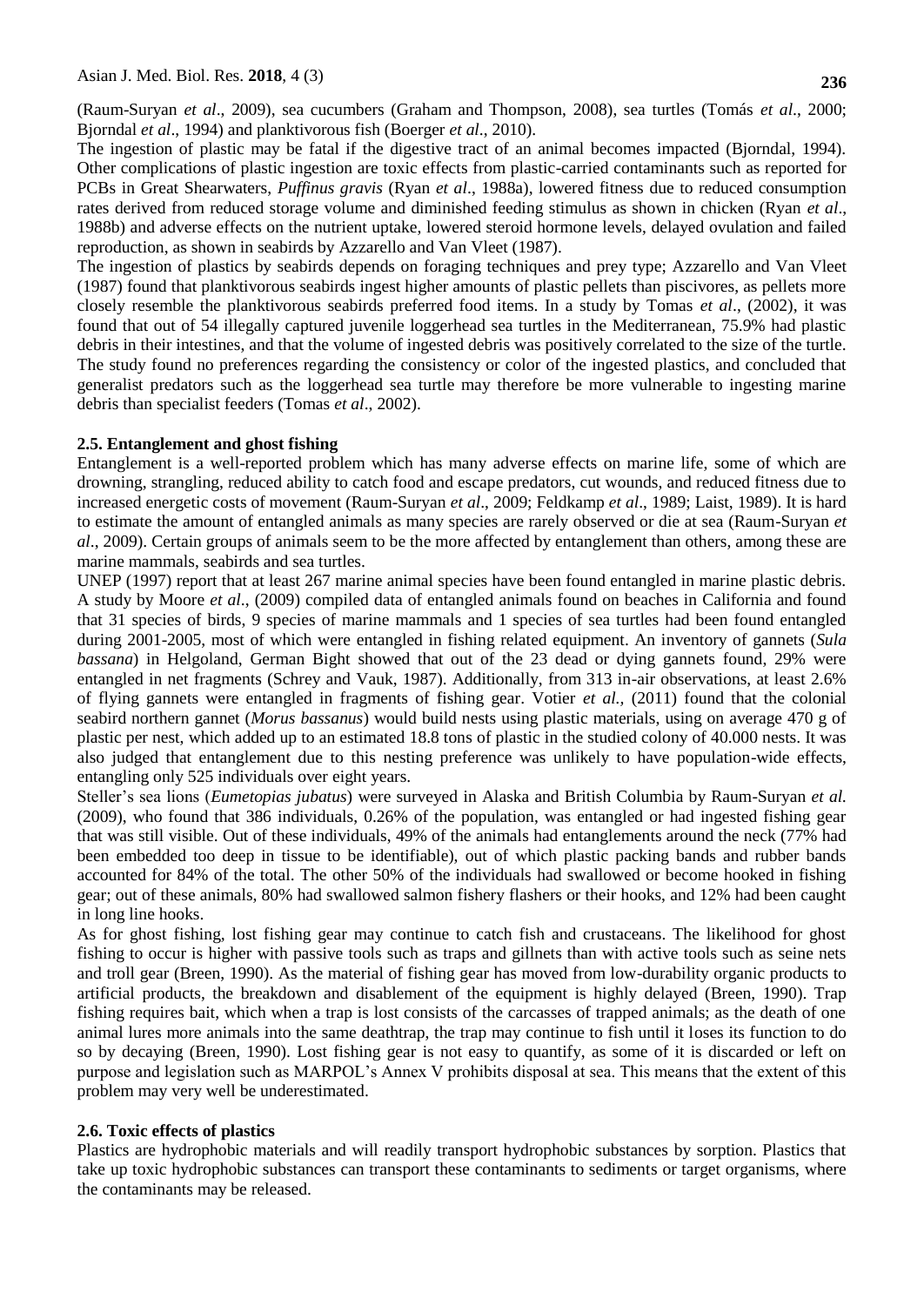(Raum-Suryan *et al*., 2009), sea cucumbers (Graham and Thompson, 2008), sea turtles (Tomás *et al*., 2000; Bjorndal *et al*., 1994) and planktivorous fish (Boerger *et al*., 2010).

The ingestion of plastic may be fatal if the digestive tract of an animal becomes impacted (Bjorndal, 1994). Other complications of plastic ingestion are toxic effects from plastic-carried contaminants such as reported for PCBs in Great Shearwaters, *Puffinus gravis* (Ryan *et al*., 1988a), lowered fitness due to reduced consumption rates derived from reduced storage volume and diminished feeding stimulus as shown in chicken (Ryan *et al*., 1988b) and adverse effects on the nutrient uptake, lowered steroid hormone levels, delayed ovulation and failed reproduction, as shown in seabirds by Azzarello and Van Vleet (1987).

The ingestion of plastics by seabirds depends on foraging techniques and prey type; Azzarello and Van Vleet (1987) found that planktivorous seabirds ingest higher amounts of plastic pellets than piscivores, as pellets more closely resemble the planktivorous seabirds preferred food items. In a study by Tomas *et al*., (2002), it was found that out of 54 illegally captured juvenile loggerhead sea turtles in the Mediterranean, 75.9% had plastic debris in their intestines, and that the volume of ingested debris was positively correlated to the size of the turtle. The study found no preferences regarding the consistency or color of the ingested plastics, and concluded that generalist predators such as the loggerhead sea turtle may therefore be more vulnerable to ingesting marine debris than specialist feeders (Tomas *et al*., 2002).

## 2.5. Entanglement and ghost fishing

Entanglement is a well-reported problem which has many adverse effects on marine life, some of which are drowning, strangling, reduced ability to catch food and escape predators, cut wounds, and reduced fitness due to increased energetic costs of movement (Raum-Suryan *et al*., 2009; Feldkamp *et al*., 1989; Laist, 1989). It is hard to estimate the amount of entangled animals as many species are rarely observed or die at sea (Raum-Suryan *et al*., 2009). Certain groups of animals seem to be the more affected by entanglement than others, among these are marine mammals, seabirds and sea turtles.

UNEP (1997) report that at least 267 marine animal species have been found entangled in marine plastic debris. A study by Moore *et al*., (2009) compiled data of entangled animals found on beaches in California and found that 31 species of birds, 9 species of marine mammals and 1 species of sea turtles had been found entangled during 2001-2005, most of which were entangled in fishing related equipment. An inventory of gannets (*Sula bassana*) in Helgoland, German Bight showed that out of the 23 dead or dying gannets found, 29% were entangled in net fragments (Schrey and Vauk, 1987). Additionally, from 313 in-air observations, at least 2.6% of flying gannets were entangled in fragments of fishing gear. Votier *et al.,* (2011) found that the colonial seabird northern gannet (*Morus bassanus*) would build nests using plastic materials, using on average 470 g of plastic per nest, which added up to an estimated 18.8 tons of plastic in the studied colony of 40.000 nests. It was also judged that entanglement due to this nesting preference was unlikely to have population-wide effects, entangling only 525 individuals over eight years.

Steller's sea lions (*Eumetopias jubatus*) were surveyed in Alaska and British Columbia by Raum-Suryan *et al.* (2009), who found that 386 individuals, 0.26% of the population, was entangled or had ingested fishing gear that was still visible. Out of these individuals, 49% of the animals had entanglements around the neck (77% had been embedded too deep in tissue to be identifiable), out of which plastic packing bands and rubber bands accounted for 84% of the total. The other 50% of the individuals had swallowed or become hooked in fishing gear; out of these animals, 80% had swallowed salmon fishery flashers or their hooks, and 12% had been caught in long line hooks.

As for ghost fishing, lost fishing gear may continue to catch fish and crustaceans. The likelihood for ghost fishing to occur is higher with passive tools such as traps and gillnets than with active tools such as seine nets and troll gear (Breen, 1990). As the material of fishing gear has moved from low-durability organic products to artificial products, the breakdown and disablement of the equipment is highly delayed (Breen, 1990). Trap fishing requires bait, which when a trap is lost consists of the carcasses of trapped animals; as the death of one animal lures more animals into the same deathtrap, the trap may continue to fish until it loses its function to do so by decaying (Breen, 1990). Lost fishing gear is not easy to quantify, as some of it is discarded or left on purpose and legislation such as MARPOL's Annex V prohibits disposal at sea. This means that the extent of this problem may very well be underestimated.

## 2.6. Toxic effects of plastics

Plastics are hydrophobic materials and will readily transport hydrophobic substances by sorption. Plastics that take up toxic hydrophobic substances can transport these contaminants to sediments or target organisms, where the contaminants may be released.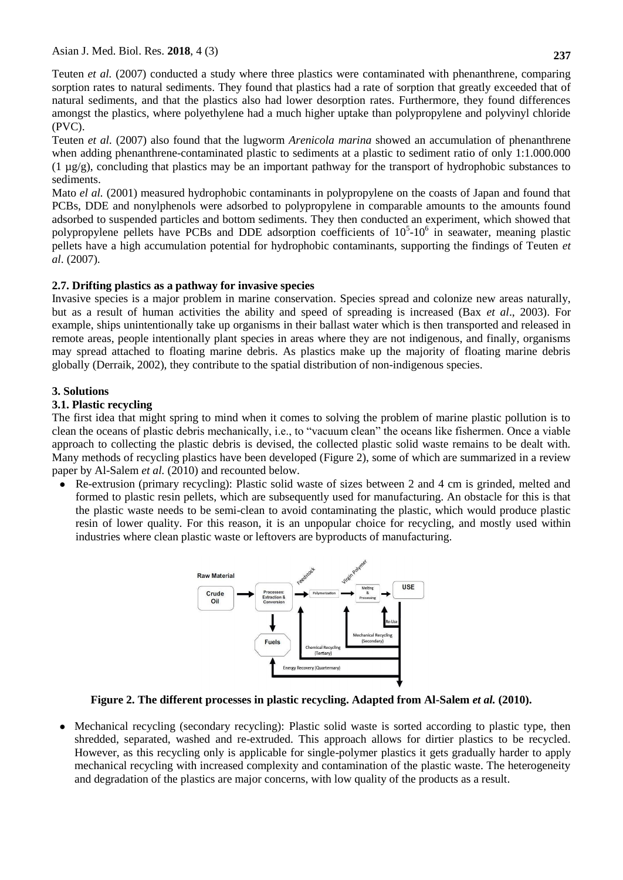Teuten *et al.* (2007) conducted a study where three plastics were contaminated with phenanthrene, comparing sorption rates to natural sediments. They found that plastics had a rate of sorption that greatly exceeded that of natural sediments, and that the plastics also had lower desorption rates. Furthermore, they found differences amongst the plastics, where polyethylene had a much higher uptake than polypropylene and polyvinyl chloride (PVC).

Teuten *et al.* (2007) also found that the lugworm *Arenicola marina* showed an accumulation of phenanthrene when adding phenanthrene-contaminated plastic to sediments at a plastic to sediment ratio of only 1:1.000.000 (1 µg/g), concluding that plastics may be an important pathway for the transport of hydrophobic substances to sediments.

Mato *el al.* (2001) measured hydrophobic contaminants in polypropylene on the coasts of Japan and found that PCBs, DDE and nonylphenols were adsorbed to polypropylene in comparable amounts to the amounts found adsorbed to suspended particles and bottom sediments. They then conducted an experiment, which showed that polypropylene pellets have PCBs and DDE adsorption coefficients of $10^5$-$10^6$ in seawater, meaning plastic pellets have a high accumulation potential for hydrophobic contaminants, supporting the findings of Teuten *et al*. (2007).

### 2.7. Drifting plastics as a pathway for invasive species

Invasive species is a major problem in marine conservation. Species spread and colonize new areas naturally, but as a result of human activities the ability and speed of spreading is increased (Bax *et al*., 2003). For example, ships unintentionally take up organisms in their ballast water which is then transported and released in remote areas, people intentionally plant species in areas where they are not indigenous, and finally, organisms may spread attached to floating marine debris. As plastics make up the majority of floating marine debris globally (Derraik, 2002), they contribute to the spatial distribution of non-indigenous species.

## 3. Solutions

### 3.1. Plastic recycling

The first idea that might spring to mind when it comes to solving the problem of marine plastic pollution is to clean the oceans of plastic debris mechanically, i.e., to "vacuum clean" the oceans like fishermen. Once a viable approach to collecting the plastic debris is devised, the collected plastic solid waste remains to be dealt with. Many methods of recycling plastics have been developed (Figure 2), some of which are summarized in a review paper by Al-Salem *et al.* (2010) and recounted below.

- Re-extrusion (primary recycling): Plastic solid waste of sizes between 2 and 4 cm is grinded, melted and formed to plastic resin pellets, which are subsequently used for manufacturing. An obstacle for this is that the plastic waste needs to be semi-clean to avoid contaminating the plastic, which would produce plastic resin of lower quality. For this reason, it is an unpopular choice for recycling, and mostly used within industries where clean plastic waste or leftovers are byproducts of manufacturing.

**Figure 2. The different processes in plastic recycling. Adapted from Al-Salem *et al.* (2010).**

- Mechanical recycling (secondary recycling): Plastic solid waste is sorted according to plastic type, then shredded, separated, washed and re-extruded. This approach allows for dirtier plastics to be recycled. However, as this recycling only is applicable for single-polymer plastics it gets gradually harder to apply mechanical recycling with increased complexity and contamination of the plastic waste. The heterogeneity and degradation of the plastics are major concerns, with low quality of the products as a result.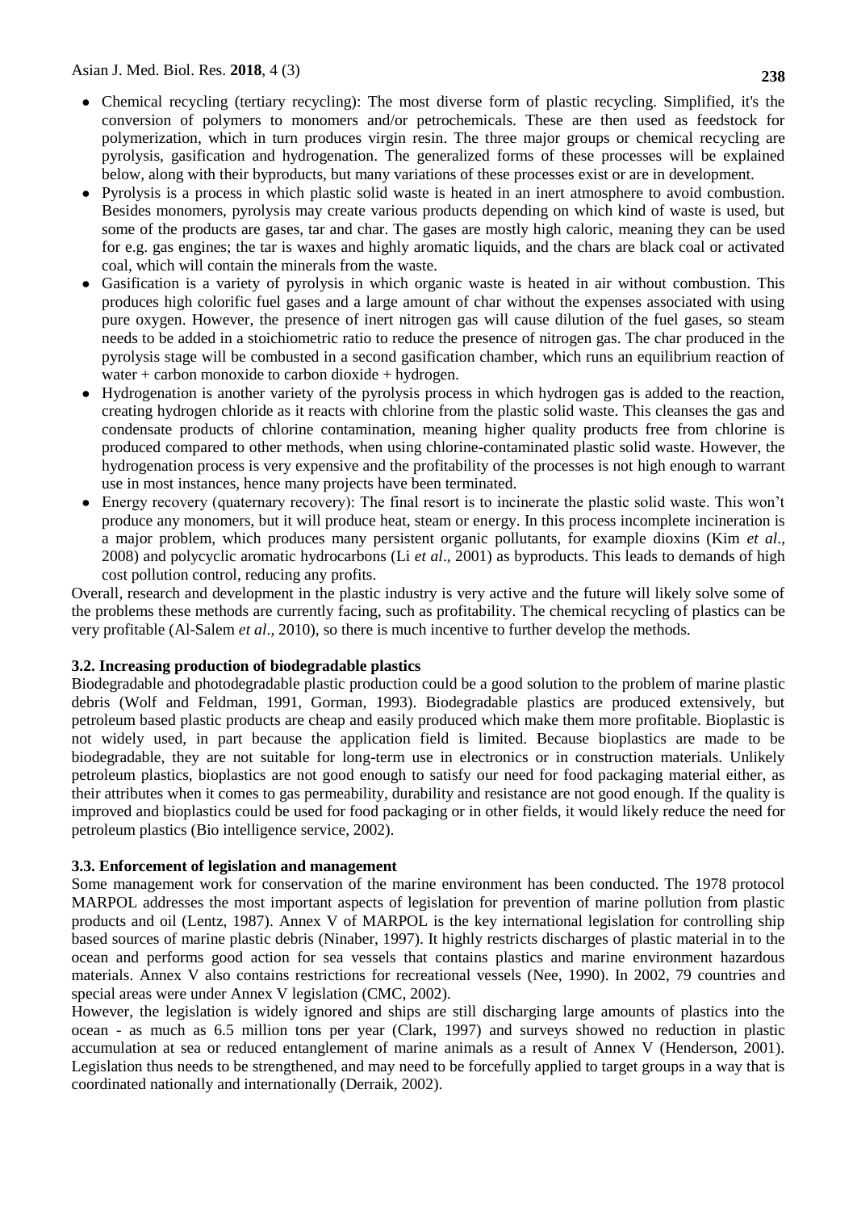- Chemical recycling (tertiary recycling): The most diverse form of plastic recycling. Simplified, it's the conversion of polymers to monomers and/or petrochemicals. These are then used as feedstock for polymerization, which in turn produces virgin resin. The three major groups or chemical recycling are pyrolysis, gasification and hydrogenation. The generalized forms of these processes will be explained below, along with their byproducts, but many variations of these processes exist or are in development.
- Pyrolysis is a process in which plastic solid waste is heated in an inert atmosphere to avoid combustion. Besides monomers, pyrolysis may create various products depending on which kind of waste is used, but some of the products are gases, tar and char. The gases are mostly high caloric, meaning they can be used for e.g. gas engines; the tar is waxes and highly aromatic liquids, and the chars are black coal or activated coal, which will contain the minerals from the waste.
- Gasification is a variety of pyrolysis in which organic waste is heated in air without combustion. This produces high colorific fuel gases and a large amount of char without the expenses associated with using pure oxygen. However, the presence of inert nitrogen gas will cause dilution of the fuel gases, so steam needs to be added in a stoichiometric ratio to reduce the presence of nitrogen gas. The char produced in the pyrolysis stage will be combusted in a second gasification chamber, which runs an equilibrium reaction of water + carbon monoxide to carbon dioxide + hydrogen.
- Hydrogenation is another variety of the pyrolysis process in which hydrogen gas is added to the reaction, creating hydrogen chloride as it reacts with chlorine from the plastic solid waste. This cleanses the gas and condensate products of chlorine contamination, meaning higher quality products free from chlorine is produced compared to other methods, when using chlorine-contaminated plastic solid waste. However, the hydrogenation process is very expensive and the profitability of the processes is not high enough to warrant use in most instances, hence many projects have been terminated.
- Energy recovery (quaternary recovery): The final resort is to incinerate the plastic solid waste. This won't produce any monomers, but it will produce heat, steam or energy. In this process incomplete incineration is a major problem, which produces many persistent organic pollutants, for example dioxins (Kim *et al*., 2008) and polycyclic aromatic hydrocarbons (Li *et al*., 2001) as byproducts. This leads to demands of high cost pollution control, reducing any profits.

Overall, research and development in the plastic industry is very active and the future will likely solve some of the problems these methods are currently facing, such as profitability. The chemical recycling of plastics can be very profitable (Al-Salem *et al*., 2010), so there is much incentive to further develop the methods.

### 3.2. Increasing production of biodegradable plastics

Biodegradable and photodegradable plastic production could be a good solution to the problem of marine plastic debris (Wolf and Feldman, 1991, Gorman, 1993). Biodegradable plastics are produced extensively, but petroleum based plastic products are cheap and easily produced which make them more profitable. Bioplastic is not widely used, in part because the application field is limited. Because bioplastics are made to be biodegradable, they are not suitable for long-term use in electronics or in construction materials. Unlikely petroleum plastics, bioplastics are not good enough to satisfy our need for food packaging material either, as their attributes when it comes to gas permeability, durability and resistance are not good enough. If the quality is improved and bioplastics could be used for food packaging or in other fields, it would likely reduce the need for petroleum plastics (Bio intelligence service, 2002).

### 3.3. Enforcement of legislation and management

Some management work for conservation of the marine environment has been conducted. The 1978 protocol MARPOL addresses the most important aspects of legislation for prevention of marine pollution from plastic products and oil (Lentz, 1987). Annex V of MARPOL is the key international legislation for controlling ship based sources of marine plastic debris (Ninaber, 1997). It highly restricts discharges of plastic material in to the ocean and performs good action for sea vessels that contains plastics and marine environment hazardous materials. Annex V also contains restrictions for recreational vessels (Nee, 1990). In 2002, 79 countries and special areas were under Annex V legislation (CMC, 2002).

However, the legislation is widely ignored and ships are still discharging large amounts of plastics into the ocean - as much as 6.5 million tons per year (Clark, 1997) and surveys showed no reduction in plastic accumulation at sea or reduced entanglement of marine animals as a result of Annex V (Henderson, 2001). Legislation thus needs to be strengthened, and may need to be forcefully applied to target groups in a way that is coordinated nationally and internationally (Derraik, 2002).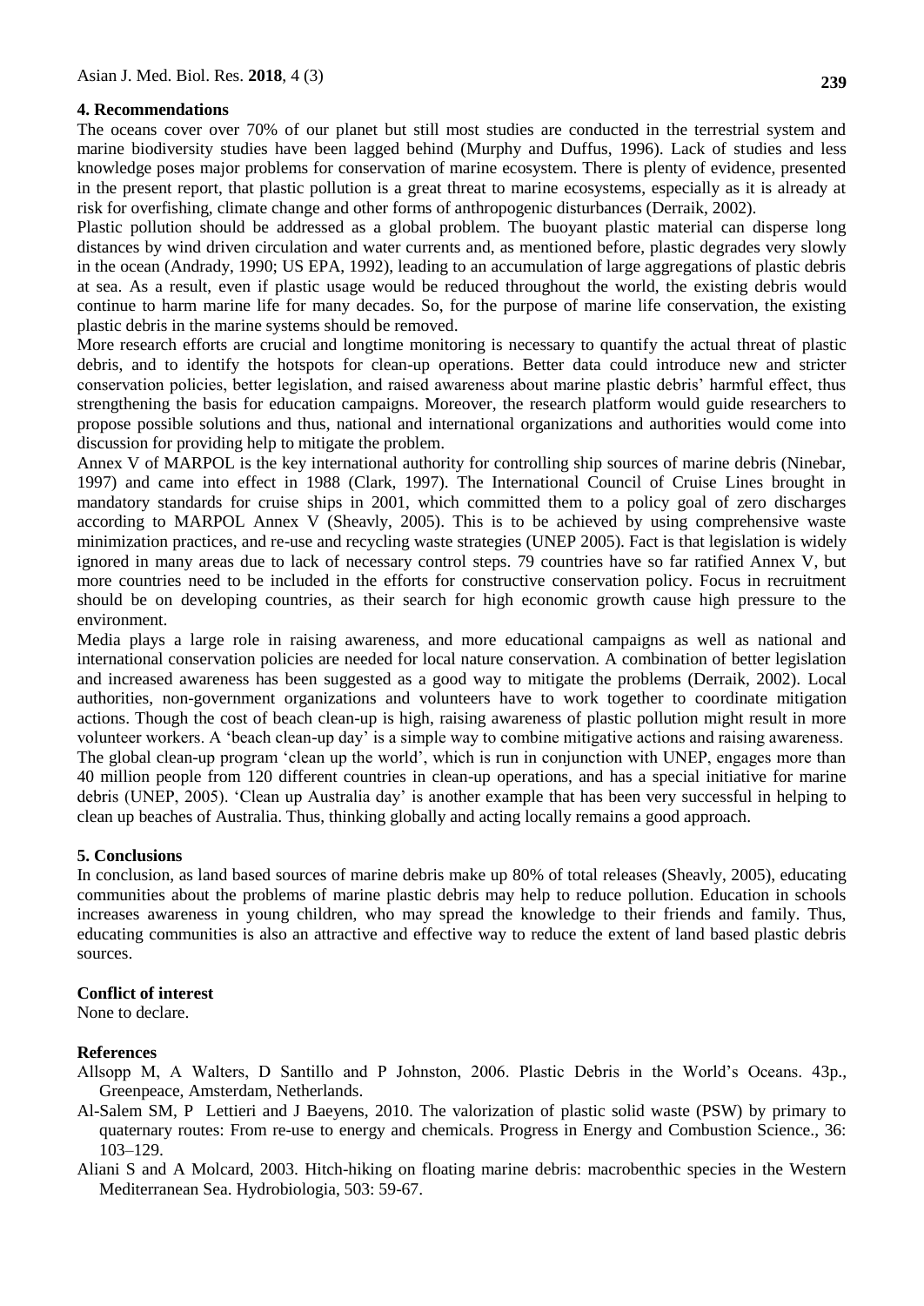## 4. Recommendations

The oceans cover over 70% of our planet but still most studies are conducted in the terrestrial system and marine biodiversity studies have been lagged behind (Murphy and Duffus, 1996). Lack of studies and less knowledge poses major problems for conservation of marine ecosystem. There is plenty of evidence, presented in the present report, that plastic pollution is a great threat to marine ecosystems, especially as it is already at risk for overfishing, climate change and other forms of anthropogenic disturbances (Derraik, 2002).

Plastic pollution should be addressed as a global problem. The buoyant plastic material can disperse long distances by wind driven circulation and water currents and, as mentioned before, plastic degrades very slowly in the ocean (Andrady, 1990; US EPA, 1992), leading to an accumulation of large aggregations of plastic debris at sea. As a result, even if plastic usage would be reduced throughout the world, the existing debris would continue to harm marine life for many decades. So, for the purpose of marine life conservation, the existing plastic debris in the marine systems should be removed.

More research efforts are crucial and longtime monitoring is necessary to quantify the actual threat of plastic debris, and to identify the hotspots for clean-up operations. Better data could introduce new and stricter conservation policies, better legislation, and raised awareness about marine plastic debris' harmful effect, thus strengthening the basis for education campaigns. Moreover, the research platform would guide researchers to propose possible solutions and thus, national and international organizations and authorities would come into discussion for providing help to mitigate the problem.

Annex V of MARPOL is the key international authority for controlling ship sources of marine debris (Ninebar, 1997) and came into effect in 1988 (Clark, 1997). The International Council of Cruise Lines brought in mandatory standards for cruise ships in 2001, which committed them to a policy goal of zero discharges according to MARPOL Annex V (Sheavly, 2005). This is to be achieved by using comprehensive waste minimization practices, and re-use and recycling waste strategies (UNEP 2005). Fact is that legislation is widely ignored in many areas due to lack of necessary control steps. 79 countries have so far ratified Annex V, but more countries need to be included in the efforts for constructive conservation policy. Focus in recruitment should be on developing countries, as their search for high economic growth cause high pressure to the environment.

Media plays a large role in raising awareness, and more educational campaigns as well as national and international conservation policies are needed for local nature conservation. A combination of better legislation and increased awareness has been suggested as a good way to mitigate the problems (Derraik, 2002). Local authorities, non-government organizations and volunteers have to work together to coordinate mitigation actions. Though the cost of beach clean-up is high, raising awareness of plastic pollution might result in more volunteer workers. A 'beach clean-up day' is a simple way to combine mitigative actions and raising awareness. The global clean-up program 'clean up the world', which is run in conjunction with UNEP, engages more than 40 million people from 120 different countries in clean-up operations, and has a special initiative for marine debris (UNEP, 2005). 'Clean up Australia day' is another example that has been very successful in helping to clean up beaches of Australia. Thus, thinking globally and acting locally remains a good approach.

## 5. Conclusions

In conclusion, as land based sources of marine debris make up 80% of total releases (Sheavly, 2005), educating communities about the problems of marine plastic debris may help to reduce pollution. Education in schools increases awareness in young children, who may spread the knowledge to their friends and family. Thus, educating communities is also an attractive and effective way to reduce the extent of land based plastic debris sources.

### Conflict of interest

None to declare.

### References

Allsopp M, A Walters, D Santillo and P Johnston, 2006. Plastic Debris in the World's Oceans. 43p., Greenpeace, Amsterdam, Netherlands.

Al-Salem SM, P Lettieri and J Baeyens, 2010. The valorization of plastic solid waste (PSW) by primary to quaternary routes: From re-use to energy and chemicals. Progress in Energy and Combustion Science., 36: 103–129.

Aliani S and A Molcard, 2003. Hitch-hiking on floating marine debris: macrobenthic species in the Western Mediterranean Sea. Hydrobiologia, 503: 59-67.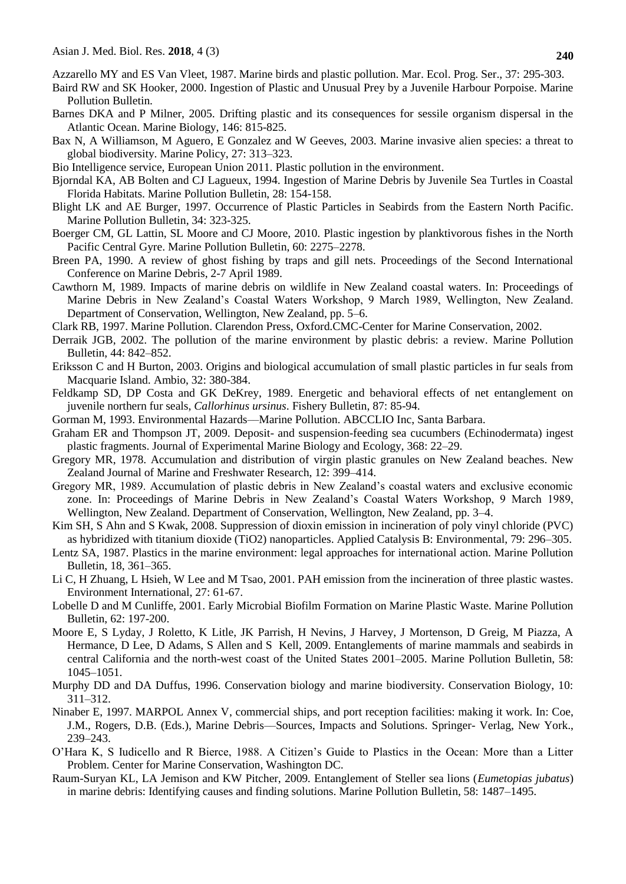Azzarello MY and ES Van Vleet, 1987. Marine birds and plastic pollution. Mar. Ecol. Prog. Ser., 37: 295-303.

Baird RW and SK Hooker, 2000. Ingestion of Plastic and Unusual Prey by a Juvenile Harbour Porpoise. Marine Pollution Bulletin.

Barnes DKA and P Milner, 2005. Drifting plastic and its consequences for sessile organism dispersal in the Atlantic Ocean. Marine Biology, 146: 815-825.

Bax N, A Williamson, M Aguero, E Gonzalez and W Geeves, 2003. Marine invasive alien species: a threat to global biodiversity. Marine Policy, 27: 313–323.

Bio Intelligence service, European Union 2011. Plastic pollution in the environment.

Bjorndal KA, AB Bolten and CJ Lagueux, 1994. Ingestion of Marine Debris by Juvenile Sea Turtles in Coastal Florida Habitats. Marine Pollution Bulletin, 28: 154-158.

Blight LK and AE Burger, 1997. Occurrence of Plastic Particles in Seabirds from the Eastern North Pacific. Marine Pollution Bulletin, 34: 323-325.

Boerger CM, GL Lattin, SL Moore and CJ Moore, 2010. Plastic ingestion by planktivorous fishes in the North Pacific Central Gyre. Marine Pollution Bulletin, 60: 2275–2278.

Breen PA, 1990. A review of ghost fishing by traps and gill nets. Proceedings of the Second International Conference on Marine Debris, 2-7 April 1989.

Cawthorn M, 1989. Impacts of marine debris on wildlife in New Zealand coastal waters. In: Proceedings of Marine Debris in New Zealand's Coastal Waters Workshop, 9 March 1989, Wellington, New Zealand. Department of Conservation, Wellington, New Zealand, pp. 5–6.

Clark RB, 1997. Marine Pollution. Clarendon Press, Oxford.CMC-Center for Marine Conservation, 2002.

Derraik JGB, 2002. The pollution of the marine environment by plastic debris: a review. Marine Pollution Bulletin, 44: 842–852.

Eriksson C and H Burton, 2003. Origins and biological accumulation of small plastic particles in fur seals from Macquarie Island. Ambio, 32: 380-384.

Feldkamp SD, DP Costa and GK DeKrey, 1989. Energetic and behavioral effects of net entanglement on juvenile northern fur seals, *Callorhinus ursinus*. Fishery Bulletin, 87: 85-94.

Gorman M, 1993. Environmental Hazards—Marine Pollution. ABCCLIO Inc, Santa Barbara.

Graham ER and Thompson JT, 2009. Deposit- and suspension-feeding sea cucumbers (Echinodermata) ingest plastic fragments. Journal of Experimental Marine Biology and Ecology, 368: 22–29.

Gregory MR, 1978. Accumulation and distribution of virgin plastic granules on New Zealand beaches. New Zealand Journal of Marine and Freshwater Research, 12: 399–414.

Gregory MR, 1989. Accumulation of plastic debris in New Zealand's coastal waters and exclusive economic zone. In: Proceedings of Marine Debris in New Zealand's Coastal Waters Workshop, 9 March 1989, Wellington, New Zealand. Department of Conservation, Wellington, New Zealand, pp. 3–4.

Kim SH, S Ahn and S Kwak, 2008. Suppression of dioxin emission in incineration of poly vinyl chloride (PVC) as hybridized with titanium dioxide (TiO2) nanoparticles. Applied Catalysis B: Environmental, 79: 296–305.

Lentz SA, 1987. Plastics in the marine environment: legal approaches for international action. Marine Pollution Bulletin, 18, 361–365.

Li C, H Zhuang, L Hsieh, W Lee and M Tsao, 2001. PAH emission from the incineration of three plastic wastes. Environment International, 27: 61-67.

Lobelle D and M Cunliffe, 2001. Early Microbial Biofilm Formation on Marine Plastic Waste. Marine Pollution Bulletin, 62: 197-200.

Moore E, S Lyday, J Roletto, K Litle, JK Parrish, H Nevins, J Harvey, J Mortenson, D Greig, M Piazza, A Hermance, D Lee, D Adams, S Allen and S Kell, 2009. Entanglements of marine mammals and seabirds in central California and the north-west coast of the United States 2001–2005. Marine Pollution Bulletin, 58: 1045–1051.

Murphy DD and DA Duffus, 1996. Conservation biology and marine biodiversity. Conservation Biology, 10: 311–312.

Ninaber E, 1997. MARPOL Annex V, commercial ships, and port reception facilities: making it work. In: Coe, J.M., Rogers, D.B. (Eds.), Marine Debris—Sources, Impacts and Solutions. Springer- Verlag, New York., 239–243.

O'Hara K, S Iudicello and R Bierce, 1988. A Citizen's Guide to Plastics in the Ocean: More than a Litter Problem. Center for Marine Conservation, Washington DC.

Raum-Suryan KL, LA Jemison and KW Pitcher, 2009. Entanglement of Steller sea lions (*Eumetopias jubatus*) in marine debris: Identifying causes and finding solutions. Marine Pollution Bulletin, 58: 1487–1495.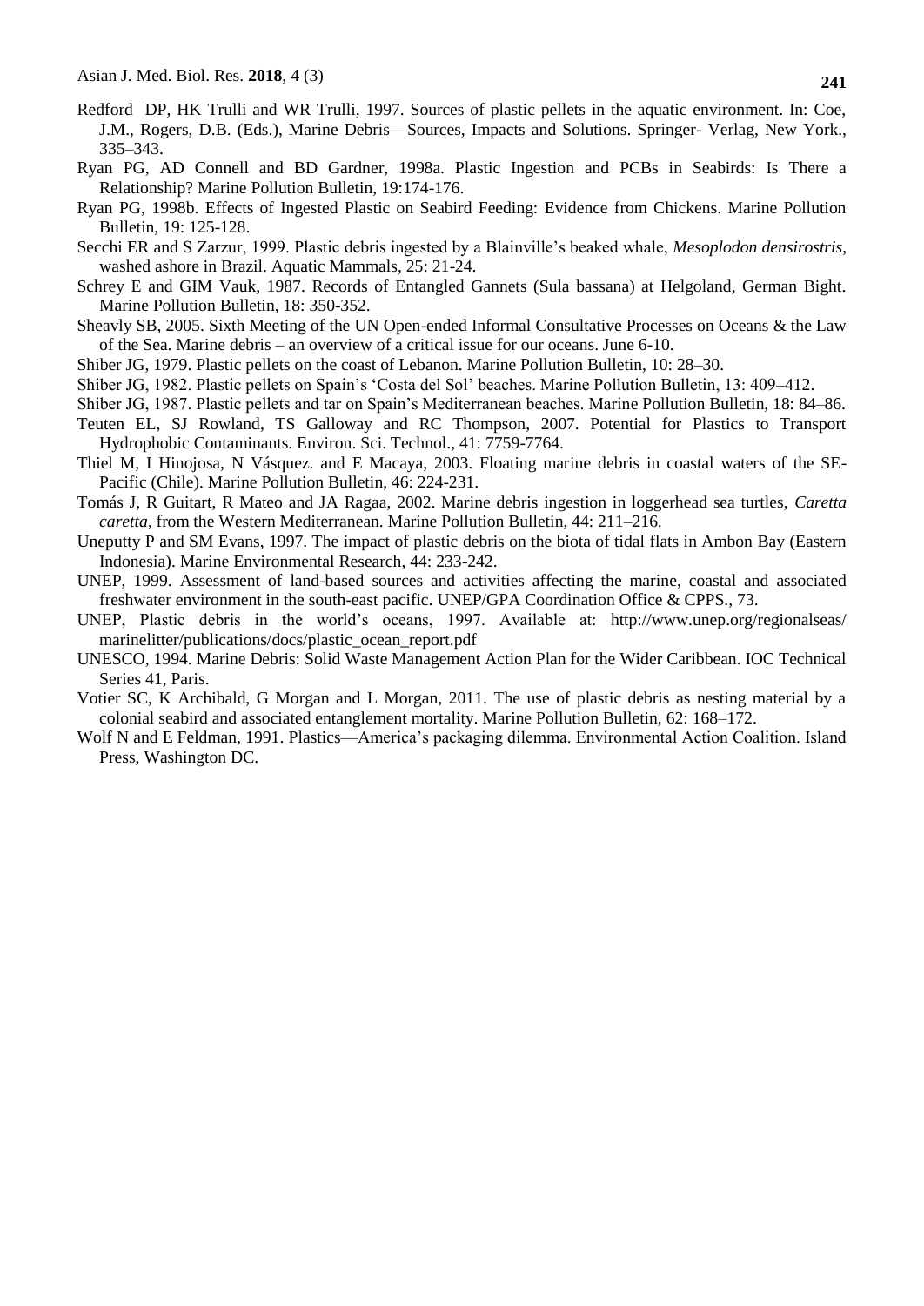Redford DP, HK Trulli and WR Trulli, 1997. Sources of plastic pellets in the aquatic environment. In: Coe, J.M., Rogers, D.B. (Eds.), Marine Debris—Sources, Impacts and Solutions. Springer- Verlag, New York., 335–343.

Ryan PG, AD Connell and BD Gardner, 1998a. Plastic Ingestion and PCBs in Seabirds: Is There a Relationship? Marine Pollution Bulletin, 19:174-176.

Ryan PG, 1998b. Effects of Ingested Plastic on Seabird Feeding: Evidence from Chickens. Marine Pollution Bulletin, 19: 125-128.

Secchi ER and S Zarzur, 1999. Plastic debris ingested by a Blainville's beaked whale, *Mesoplodon densirostris*, washed ashore in Brazil. Aquatic Mammals, 25: 21-24.

Schrey E and GIM Vauk, 1987. Records of Entangled Gannets (Sula bassana) at Helgoland, German Bight. Marine Pollution Bulletin, 18: 350-352.

Sheavly SB, 2005. Sixth Meeting of the UN Open-ended Informal Consultative Processes on Oceans & the Law of the Sea. Marine debris – an overview of a critical issue for our oceans. June 6-10.

Shiber JG, 1979. Plastic pellets on the coast of Lebanon. Marine Pollution Bulletin, 10: 28–30.

Shiber JG, 1982. Plastic pellets on Spain's 'Costa del Sol' beaches. Marine Pollution Bulletin, 13: 409–412.

Shiber JG, 1987. Plastic pellets and tar on Spain's Mediterranean beaches. Marine Pollution Bulletin, 18: 84–86.

Teuten EL, SJ Rowland, TS Galloway and RC Thompson, 2007. Potential for Plastics to Transport Hydrophobic Contaminants. Environ. Sci. Technol., 41: 7759-7764.

Thiel M, I Hinojosa, N Vásquez. and E Macaya, 2003. Floating marine debris in coastal waters of the SE-Pacific (Chile). Marine Pollution Bulletin, 46: 224-231.

Tomás J, R Guitart, R Mateo and JA Ragaa, 2002. Marine debris ingestion in loggerhead sea turtles, *Caretta caretta*, from the Western Mediterranean. Marine Pollution Bulletin, 44: 211–216.

Uneputty P and SM Evans, 1997. The impact of plastic debris on the biota of tidal flats in Ambon Bay (Eastern Indonesia). Marine Environmental Research, 44: 233-242.

UNEP, 1999. Assessment of land-based sources and activities affecting the marine, coastal and associated freshwater environment in the south-east pacific. UNEP/GPA Coordination Office & CPPS., 73.

UNEP, Plastic debris in the world's oceans, 1997. Available at: http://www.unep.org/regionalseas/marinelitter/publications/docs/plastic_ocean_report.pdf

UNESCO, 1994. Marine Debris: Solid Waste Management Action Plan for the Wider Caribbean. IOC Technical Series 41, Paris.

Votier SC, K Archibald, G Morgan and L Morgan, 2011. The use of plastic debris as nesting material by a colonial seabird and associated entanglement mortality. Marine Pollution Bulletin, 62: 168–172.

Wolf N and E Feldman, 1991. Plastics—America's packaging dilemma. Environmental Action Coalition. Island Press, Washington DC.